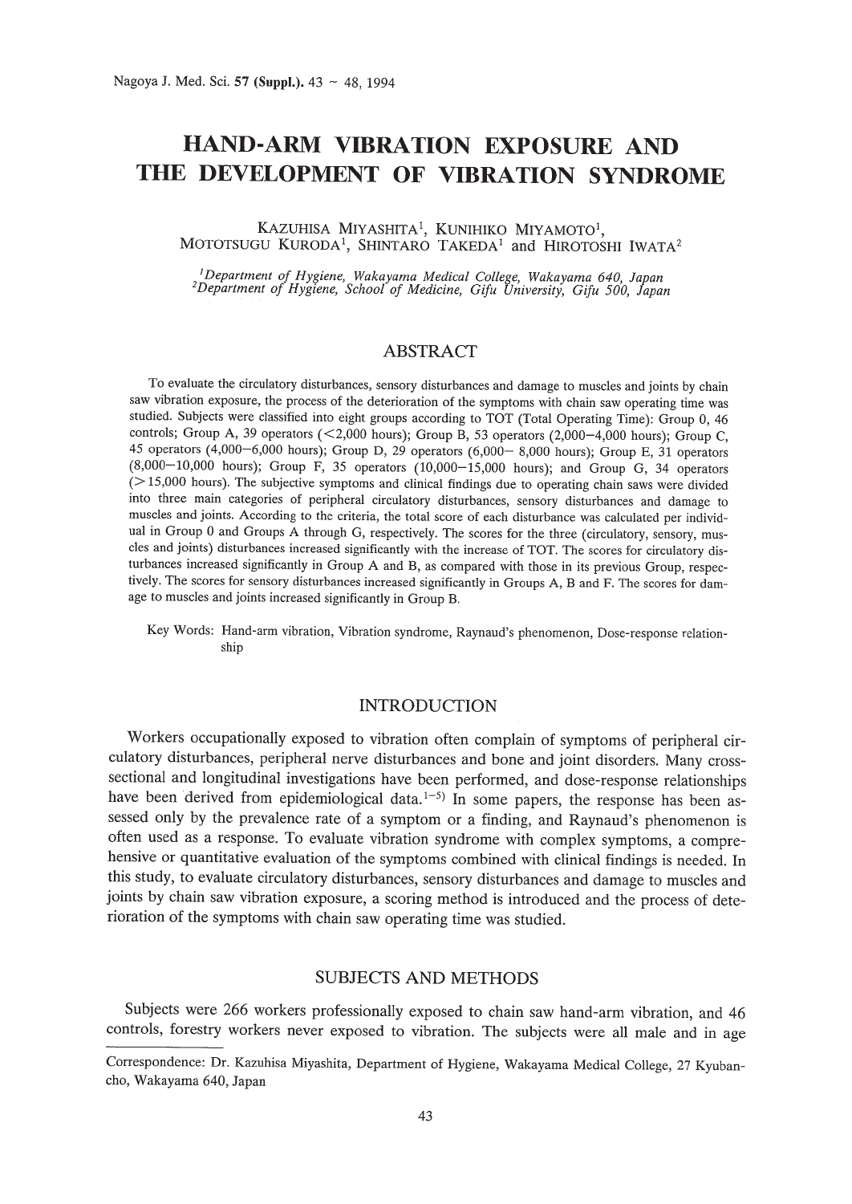# HAND-ARM VIBRATION EXPOSURE AND THE DEVELOPMENT OF VIBRATION SYNDROME

KAZUHISA MIYASHITA[1], KUNIHIKO MIYAMOTO[1], MOTOTSUGU KURODA[1], SHINTARO TAKEDA[1] and HIROTOSHI IWATA[2]

[1]*Department of Hygiene, Wakayama Medical College, Wakayama 640, Japan*
[2]*Department of Hygiene, School of Medicine, Gifu University, Gifu 500, Japan*

## ABSTRACT

To evaluate the circulatory disturbances, sensory disturbances and damage to muscles and joints by chain saw vibration exposure, the process of the deterioration of the symptoms with chain saw operating time was studied. Subjects were classified into eight groups according to TOT (Total Operating Time): Group 0, 46 controls; Group A, 39 operators (<2,000 hours); Group B, 53 operators (2,000–4,000 hours); Group C, 45 operators (4,000–6,000 hours); Group D, 29 operators (6,000– 8,000 hours); Group E, 31 operators (8,000–10,000 hours); Group F, 35 operators (10,000–15,000 hours); and Group G, 34 operators (>15,000 hours). The subjective symptoms and clinical findings due to operating chain saws were divided into three main categories of peripheral circulatory disturbances, sensory disturbances and damage to muscles and joints. According to the criteria, the total score of each disturbance was calculated per individual in Group 0 and Groups A through G, respectively. The scores for the three (circulatory, sensory, muscles and joints) disturbances increased significantly with the increase of TOT. The scores for circulatory disturbances increased significantly in Group A and B, as compared with those in its previous Group, respectively. The scores for sensory disturbances increased significantly in Groups A, B and F. The scores for damage to muscles and joints increased significantly in Group B.

Key Words: Hand-arm vibration, Vibration syndrome, Raynaud's phenomenon, Dose-response relationship

## INTRODUCTION

Workers occupationally exposed to vibration often complain of symptoms of peripheral circulatory disturbances, peripheral nerve disturbances and bone and joint disorders. Many cross-sectional and longitudinal investigations have been performed, and dose-response relationships have been derived from epidemiological data.[1–5] In some papers, the response has been assessed only by the prevalence rate of a symptom or a finding, and Raynaud's phenomenon is often used as a response. To evaluate vibration syndrome with complex symptoms, a comprehensive or quantitative evaluation of the symptoms combined with clinical findings is needed. In this study, to evaluate circulatory disturbances, sensory disturbances and damage to muscles and joints by chain saw vibration exposure, a scoring method is introduced and the process of deterioration of the symptoms with chain saw operating time was studied.

## SUBJECTS AND METHODS

Subjects were 266 workers professionally exposed to chain saw hand-arm vibration, and 46 controls, forestry workers never exposed to vibration. The subjects were all male and in age

---

Correspondence: Dr. Kazuhisa Miyashita, Department of Hygiene, Wakayama Medical College, 27 Kyuban-cho, Wakayama 640, Japan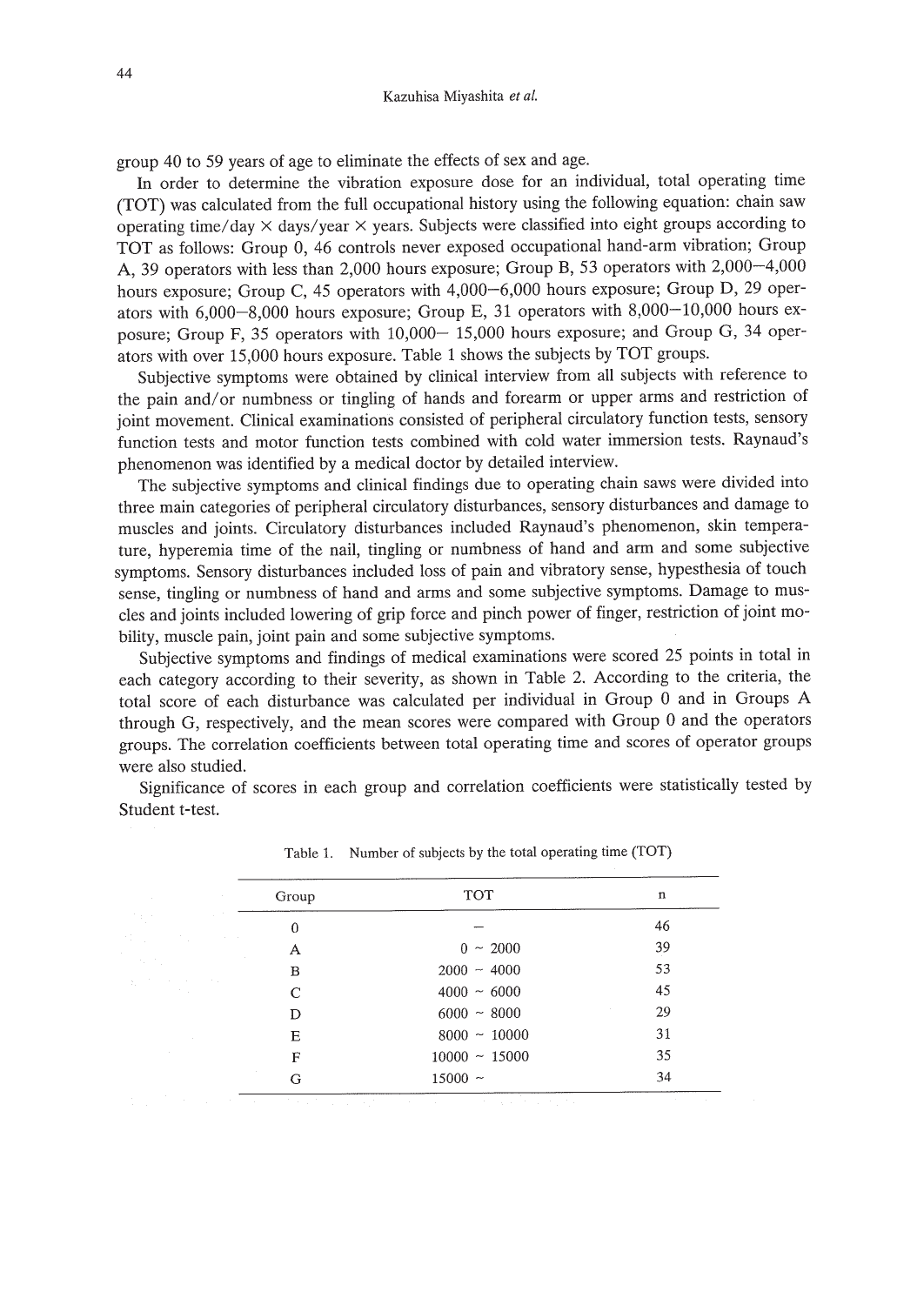group 40 to 59 years of age to eliminate the effects of sex and age.

In order to determine the vibration exposure dose for an individual, total operating time (TOT) was calculated from the full occupational history using the following equation: chain saw operating time/day × days/year × years. Subjects were classified into eight groups according to TOT as follows: Group 0, 46 controls never exposed occupational hand-arm vibration; Group A, 39 operators with less than 2,000 hours exposure; Group B, 53 operators with 2,000–4,000 hours exposure; Group C, 45 operators with 4,000–6,000 hours exposure; Group D, 29 operators with 6,000–8,000 hours exposure; Group E, 31 operators with 8,000–10,000 hours exposure; Group F, 35 operators with 10,000– 15,000 hours exposure; and Group G, 34 operators with over 15,000 hours exposure. Table 1 shows the subjects by TOT groups.

Subjective symptoms were obtained by clinical interview from all subjects with reference to the pain and/or numbness or tingling of hands and forearm or upper arms and restriction of joint movement. Clinical examinations consisted of peripheral circulatory function tests, sensory function tests and motor function tests combined with cold water immersion tests. Raynaud's phenomenon was identified by a medical doctor by detailed interview.

The subjective symptoms and clinical findings due to operating chain saws were divided into three main categories of peripheral circulatory disturbances, sensory disturbances and damage to muscles and joints. Circulatory disturbances included Raynaud's phenomenon, skin temperature, hyperemia time of the nail, tingling or numbness of hand and arm and some subjective symptoms. Sensory disturbances included loss of pain and vibratory sense, hypesthesia of touch sense, tingling or numbness of hand and arms and some subjective symptoms. Damage to muscles and joints included lowering of grip force and pinch power of finger, restriction of joint mobility, muscle pain, joint pain and some subjective symptoms.

Subjective symptoms and findings of medical examinations were scored 25 points in total in each category according to their severity, as shown in Table 2. According to the criteria, the total score of each disturbance was calculated per individual in Group 0 and in Groups A through G, respectively, and the mean scores were compared with Group 0 and the operators groups. The correlation coefficients between total operating time and scores of operator groups were also studied.

Significance of scores in each group and correlation coefficients were statistically tested by Student t-test.

Table 1. Number of subjects by the total operating time (TOT)

| Group | TOT | n |
|---|---|---|
| 0 | – | 46 |
| A | 0 ~ 2000 | 39 |
| B | 2000 ~ 4000 | 53 |
| C | 4000 ~ 6000 | 45 |
| D | 6000 ~ 8000 | 29 |
| E | 8000 ~ 10000 | 31 |
| F | 10000 ~ 15000 | 35 |
| G | 15000 ~ | 34 |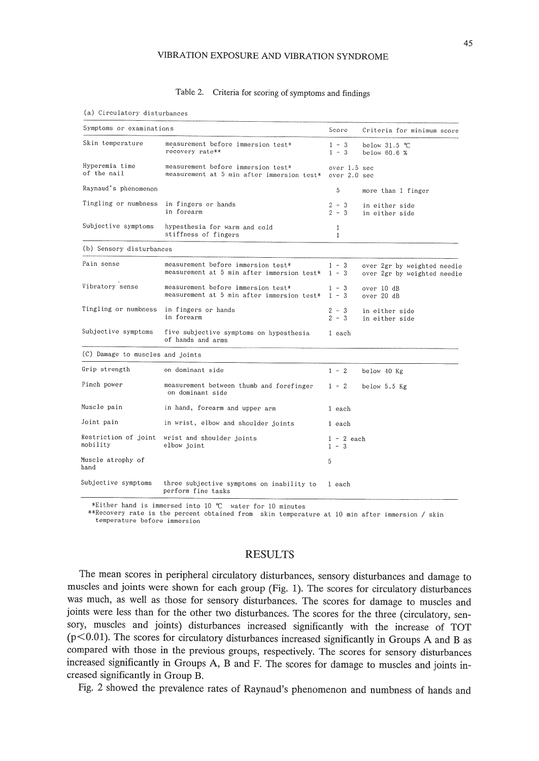Table 2. Criteria for scoring of symptoms and findings

(a) Circulatory disturbances

| Symptoms or examinations | | Score | Criteria for minimum score |
|---|---|---|---|
| Skin temperature | measurement before immersion test* | 1 - 3 | below 31.5 ℃ |
| | recovery rate** | 1 - 3 | below 60.6 % |
| Hyperemia time of the nail | measurement before immersion test* | over 1.5 sec | |
| | measurement at 5 min after immersion test* | over 2.0 sec | |
| Raynaud's phenomenon | | 5 | more than 1 finger |
| Tingling or numbness | in fingers or hands | 2 - 3 | in either side |
| | in forearm | 2 - 3 | in either side |
| Subjective symptoms | hypesthesia for warm and cold | 1 | |
| | stiffness of fingers | 1 | |

(b) Sensory disturbances

| Symptoms or examinations | | Score | Criteria for minimum score |
|---|---|---|---|
| Pain sense | measurement before immersion test* | 1 - 3 | over 2gr by weighted needle |
| | measurement at 5 min after immersion test* | 1 - 3 | over 2gr by weighted needle |
| Vibratory sense | measurement before immersion test* | 1 - 3 | over 10 dB |
| | measurement at 5 min after immersion test* | 1 - 3 | over 20 dB |
| Tingling or numbness | in fingers or hands | 2 - 3 | in either side |
| | in forearm | 2 - 3 | in either side |
| Subjective symptoms | five subjective symptoms on hypesthesia of hands and arms | 1 each | |

(C) Damage to muscles and joints

| Symptoms or examinations | | Score | Criteria for minimum score |
|---|---|---|---|
| Grip strength | on dominant side | 1 - 2 | below 40 Kg |
| Pinch power | measurement between thumb and forefinger on dominant side | 1 - 2 | below 5.5 Kg |
| Muscle pain | in hand, forearm and upper arm | 1 each | |
| Joint pain | in wrist, elbow and shoulder joints | 1 each | |
| Restriction of joint mobility | wrist and shoulder joints | 1 - 2 each | |
| | elbow joint | 1 - 3 | |
| Muscle atrophy of hand | | 5 | |
| Subjective symptoms | three subjective symptoms on inability to perform fine tasks | 1 each | |

*Either hand is immersed into 10 ℃ water for 10 minutes
**Recovery rate is the percent obtained from skin temperature at 10 min after immersion / skin temperature before immersion

## RESULTS

The mean scores in peripheral circulatory disturbances, sensory disturbances and damage to muscles and joints were shown for each group (Fig. 1). The scores for circulatory disturbances was much, as well as those for sensory disturbances. The scores for damage to muscles and joints were less than for the other two disturbances. The scores for the three (circulatory, sensory, muscles and joints) disturbances increased significantly with the increase of TOT ($p<0.01$). The scores for circulatory disturbances increased significantly in Groups A and B as compared with those in the previous groups, respectively. The scores for sensory disturbances increased significantly in Groups A, B and F. The scores for damage to muscles and joints increased significantly in Group B.

Fig. 2 showed the prevalence rates of Raynaud's phenomenon and numbness of hands and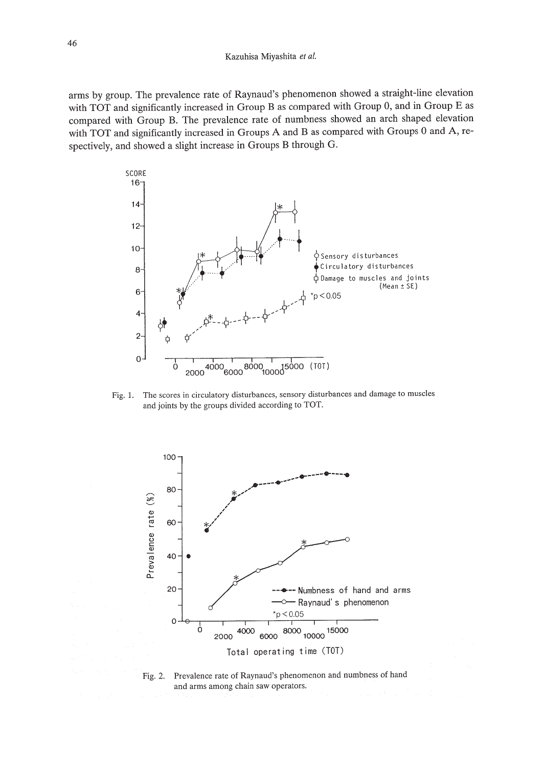arms by group. The prevalence rate of Raynaud's phenomenon showed a straight-line elevation with TOT and significantly increased in Group B as compared with Group 0, and in Group E as compared with Group B. The prevalence rate of numbness showed an arch shaped elevation with TOT and significantly increased in Groups A and B as compared with Groups 0 and A, respectively, and showed a slight increase in Groups B through G.

Fig. 1. The scores in circulatory disturbances, sensory disturbances and damage to muscles and joints by the groups divided according to TOT.

Fig. 2. Prevalence rate of Raynaud's phenomenon and numbness of hand and arms among chain saw operators.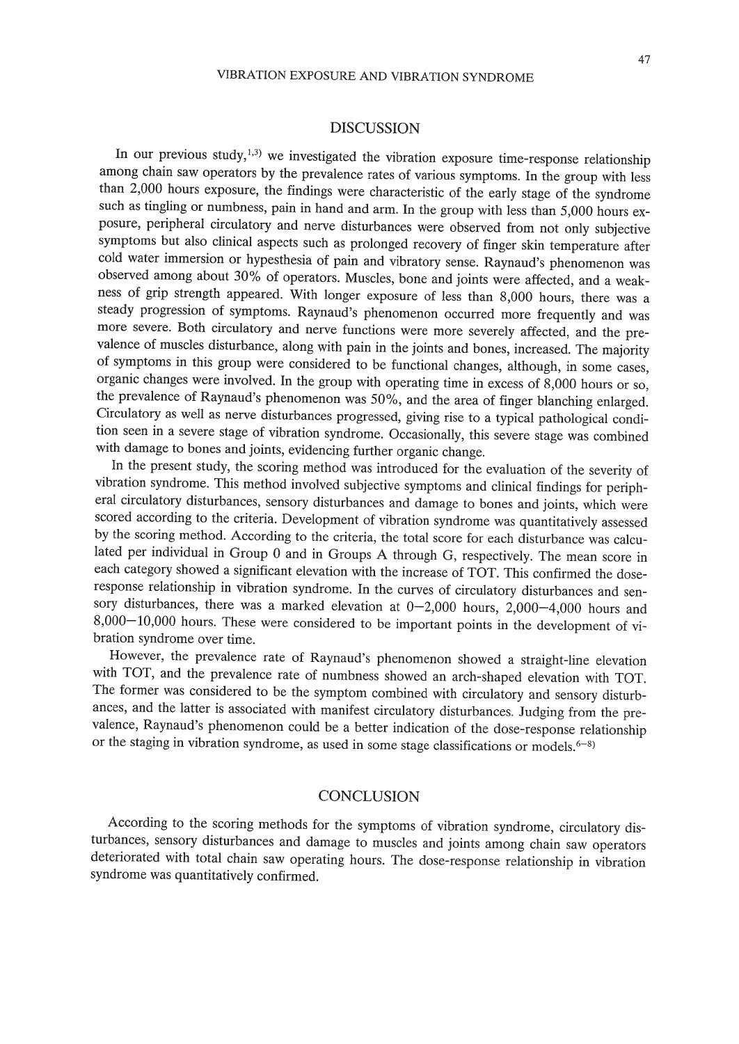## DISCUSSION

In our previous study,[1,3] we investigated the vibration exposure time-response relationship among chain saw operators by the prevalence rates of various symptoms. In the group with less than 2,000 hours exposure, the findings were characteristic of the early stage of the syndrome such as tingling or numbness, pain in hand and arm. In the group with less than 5,000 hours exposure, peripheral circulatory and nerve disturbances were observed from not only subjective symptoms but also clinical aspects such as prolonged recovery of finger skin temperature after cold water immersion or hypesthesia of pain and vibratory sense. Raynaud's phenomenon was observed among about 30% of operators. Muscles, bone and joints were affected, and a weakness of grip strength appeared. With longer exposure of less than 8,000 hours, there was a steady progression of symptoms. Raynaud's phenomenon occurred more frequently and was more severe. Both circulatory and nerve functions were more severely affected, and the prevalence of muscles disturbance, along with pain in the joints and bones, increased. The majority of symptoms in this group were considered to be functional changes, although, in some cases, organic changes were involved. In the group with operating time in excess of 8,000 hours or so, the prevalence of Raynaud's phenomenon was 50%, and the area of finger blanching enlarged. Circulatory as well as nerve disturbances progressed, giving rise to a typical pathological condition seen in a severe stage of vibration syndrome. Occasionally, this severe stage was combined with damage to bones and joints, evidencing further organic change.

In the present study, the scoring method was introduced for the evaluation of the severity of vibration syndrome. This method involved subjective symptoms and clinical findings for peripheral circulatory disturbances, sensory disturbances and damage to bones and joints, which were scored according to the criteria. Development of vibration syndrome was quantitatively assessed by the scoring method. According to the criteria, the total score for each disturbance was calculated per individual in Group 0 and in Groups A through G, respectively. The mean score in each category showed a significant elevation with the increase of TOT. This confirmed the dose-response relationship in vibration syndrome. In the curves of circulatory disturbances and sensory disturbances, there was a marked elevation at 0–2,000 hours, 2,000–4,000 hours and 8,000–10,000 hours. These were considered to be important points in the development of vibration syndrome over time.

However, the prevalence rate of Raynaud's phenomenon showed a straight-line elevation with TOT, and the prevalence rate of numbness showed an arch-shaped elevation with TOT. The former was considered to be the symptom combined with circulatory and sensory disturbances, and the latter is associated with manifest circulatory disturbances. Judging from the prevalence, Raynaud's phenomenon could be a better indication of the dose-response relationship or the staging in vibration syndrome, as used in some stage classifications or models.[6–8]

## CONCLUSION

According to the scoring methods for the symptoms of vibration syndrome, circulatory disturbances, sensory disturbances and damage to muscles and joints among chain saw operators deteriorated with total chain saw operating hours. The dose-response relationship in vibration syndrome was quantitatively confirmed.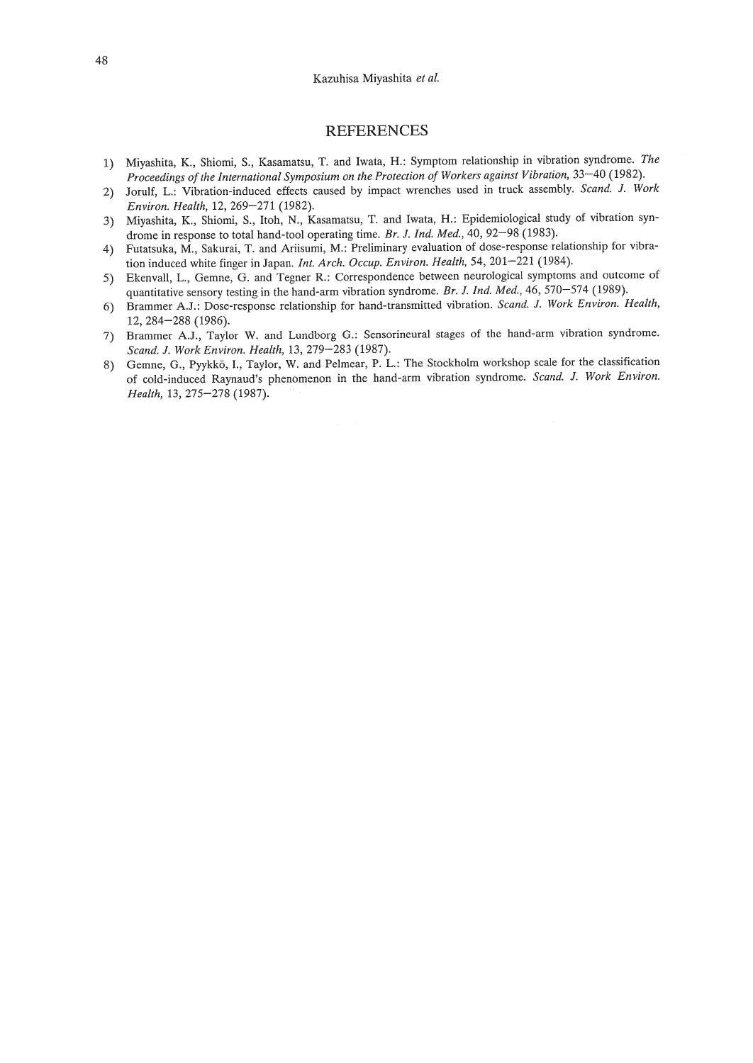## REFERENCES

1) Miyashita, K., Shiomi, S., Kasamatsu, T. and Iwata, H.: Symptom relationship in vibration syndrome. *The Proceedings of the International Symposium on the Protection of Workers against Vibration,* 33–40 (1982).
2) Jorulf, L.: Vibration-induced effects caused by impact wrenches used in truck assembly. *Scand. J. Work Environ. Health,* 12, 269–271 (1982).
3) Miyashita, K., Shiomi, S., Itoh, N., Kasamatsu, T. and Iwata, H.: Epidemiological study of vibration syndrome in response to total hand-tool operating time. *Br. J. Ind. Med.,* 40, 92–98 (1983).
4) Futatsuka, M., Sakurai, T. and Ariisumi, M.: Preliminary evaluation of dose-response relationship for vibration induced white finger in Japan. *Int. Arch. Occup. Environ. Health,* 54, 201–221 (1984).
5) Ekenvall, L., Gemne, G. and Tegner R.: Correspondence between neurological symptoms and outcome of quantitative sensory testing in the hand-arm vibration syndrome. *Br. J. Ind. Med.,* 46, 570–574 (1989).
6) Brammer A.J.: Dose-response relationship for hand-transmitted vibration. *Scand. J. Work Environ. Health,* 12, 284–288 (1986).
7) Brammer A.J., Taylor W. and Lundborg G.: Sensorineural stages of the hand-arm vibration syndrome. *Scand. J. Work Environ. Health,* 13, 279–283 (1987).
8) Gemne, G., Pyykkö, I., Taylor, W. and Pelmear, P. L.: The Stockholm workshop scale for the classification of cold-induced Raynaud's phenomenon in the hand-arm vibration syndrome. *Scand. J. Work Environ. Health,* 13, 275–278 (1987).